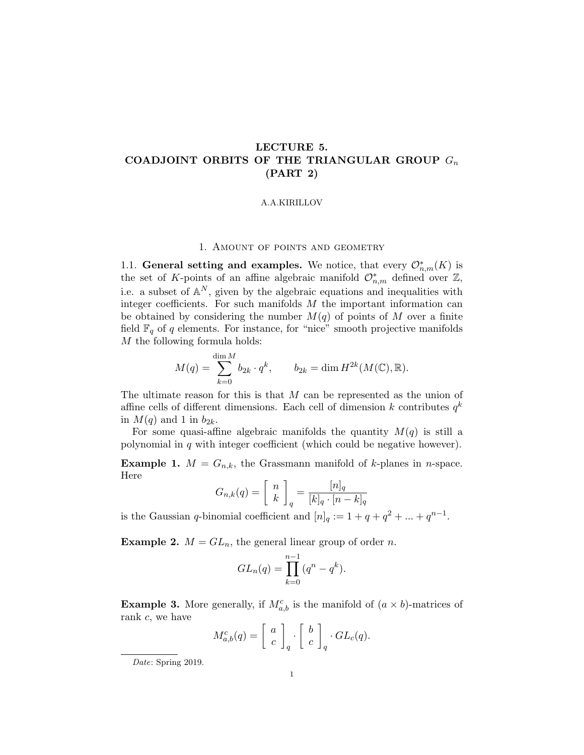# LECTURE 5. COADJOINT ORBITS OF THE TRIANGULAR GROUP $G_n$ (PART 2)

A.A.KIRILLOV

## 1. Amount of points and geometry

**1.1. General setting and examples.** We notice, that every $\mathcal{O}^*_{n,m}(K)$ is the set of $K$-points of an affine algebraic manifold $\mathcal{O}^*_{n,m}$ defined over $\mathbb{Z}$, i.e. a subset of $\mathbb{A}^N$, given by the algebraic equations and inequalities with integer coefficients. For such manifolds $M$ the important information can be obtained by considering the number $M(q)$ of points of $M$ over a finite field $\mathbb{F}_q$ of $q$ elements. For instance, for "nice" smooth projective manifolds $M$ the following formula holds:

$$M(q) = \sum_{k=0}^{\dim M} b_{2k} \cdot q^k, \qquad b_{2k} = \dim H^{2k}(M(\mathbb{C}), \mathbb{R}).$$

The ultimate reason for this is that $M$ can be represented as the union of affine cells of different dimensions. Each cell of dimension $k$ contributes $q^k$ in $M(q)$ and 1 in $b_{2k}$.

For some quasi-affine algebraic manifolds the quantity $M(q)$ is still a polynomial in $q$ with integer coefficient (which could be negative however).

**Example 1.** $M = G_{n,k}$, the Grassmann manifold of $k$-planes in $n$-space. Here

$$G_{n,k}(q) = \begin{bmatrix} n \\ k \end{bmatrix}_q = \frac{[n]_q}{[k]_q \cdot [n-k]_q}$$

is the Gaussian $q$-binomial coefficient and $[n]_q := 1 + q + q^2 + ... + q^{n-1}$.

**Example 2.** $M = GL_n$, the general linear group of order $n$.

$$GL_n(q) = \prod_{k=0}^{n-1} (q^n - q^k).$$

**Example 3.** More generally, if $M^c_{a,b}$ is the manifold of $(a \times b)$-matrices of rank $c$, we have

$$M^c_{a,b}(q) = \begin{bmatrix} a \\ c \end{bmatrix}_q \cdot \begin{bmatrix} b \\ c \end{bmatrix}_q \cdot GL_c(q).$$

*Date*: Spring 2019.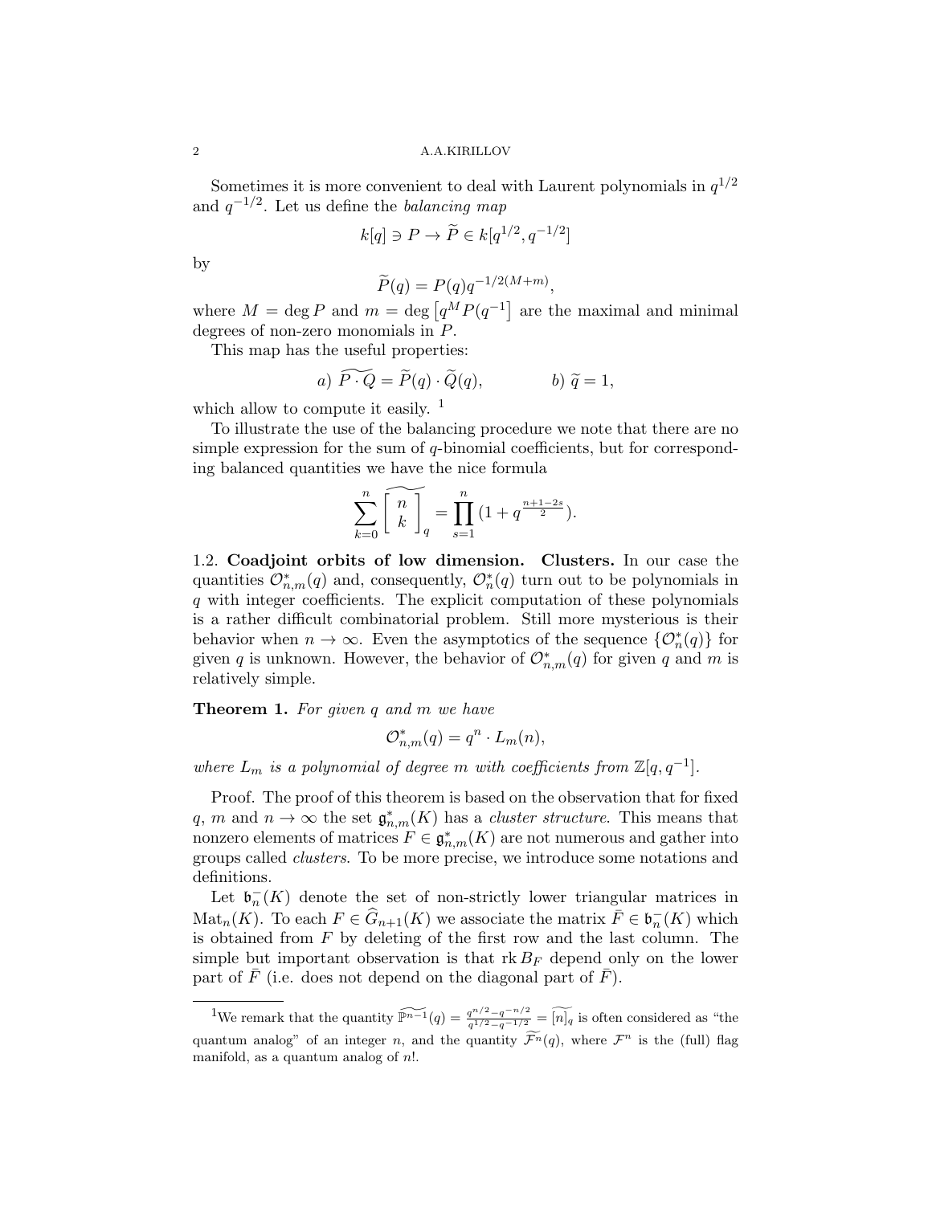Sometimes it is more convenient to deal with Laurent polynomials in $q^{1/2}$ and $q^{-1/2}$. Let us define the *balancing map*

$$k[q] \ni P \to \widetilde{P} \in k[q^{1/2}, q^{-1/2}]$$

by

$$\widetilde{P}(q) = P(q) q^{-1/2(M+m)},$$

where $M = \deg P$ and $m = \deg \left[ q^M P(q^{-1} \right]$ are the maximal and minimal degrees of non-zero monomials in $P$.

This map has the useful properties:

$$a) \ \widetilde{P \cdot Q} = \widetilde{P}(q) \cdot \widetilde{Q}(q), \qquad\qquad b) \ \widetilde{q} = 1,$$

which allow to compute it easily. [1]

To illustrate the use of the balancing procedure we note that there are no simple expression for the sum of $q$-binomial coefficients, but for corresponding balanced quantities we have the nice formula

$$\sum_{k=0}^{n} \widetilde{\left[ \begin{array}{c} n \\ k \end{array} \right]_q} = \prod_{s=1}^{n} (1 + q^{\frac{n+1-2s}{2}}).$$

1.2. **Coadjoint orbits of low dimension. Clusters.** In our case the quantities $\mathcal{O}^*_{n,m}(q)$ and, consequently, $\mathcal{O}^*_n(q)$ turn out to be polynomials in $q$ with integer coefficients. The explicit computation of these polynomials is a rather difficult combinatorial problem. Still more mysterious is their behavior when $n \to \infty$. Even the asymptotics of the sequence $\{\mathcal{O}^*_n(q)\}$ for given $q$ is unknown. However, the behavior of $\mathcal{O}^*_{n,m}(q)$ for given $q$ and $m$ is relatively simple.

**Theorem 1.** *For given $q$ and $m$ we have*

$$\mathcal{O}^*_{n,m}(q) = q^n \cdot L_m(n),$$

*where $L_m$ is a polynomial of degree $m$ with coefficients from $\mathbb{Z}[q, q^{-1}]$.*

Proof. The proof of this theorem is based on the observation that for fixed $q$, $m$ and $n \to \infty$ the set $\mathfrak{g}^*_{n,m}(K)$ has a *cluster structure*. This means that nonzero elements of matrices $F \in \mathfrak{g}^*_{n,m}(K)$ are not numerous and gather into groups called *clusters*. To be more precise, we introduce some notations and definitions.

Let $\mathfrak{b}^-_n(K)$ denote the set of non-strictly lower triangular matrices in $\mathrm{Mat}_n(K)$. To each $F \in \widehat{G}_{n+1}(K)$ we associate the matrix $\bar{F} \in \mathfrak{b}^-_n(K)$ which is obtained from $F$ by deleting of the first row and the last column. The simple but important observation is that $\mathrm{rk}\, B_F$ depend only on the lower part of $\bar{F}$ (i.e. does not depend on the diagonal part of $\bar{F}$).

---

[1] We remark that the quantity $\widetilde{\mathbb{P}^{n-1}}(q) = \frac{q^{n/2} - q^{-n/2}}{q^{1/2} - q^{-1/2}} = \widetilde{[n]}_q$ is often considered as "the quantum analog" of an integer $n$, and the quantity $\widetilde{\mathcal{F}^n}(q)$, where $\mathcal{F}^n$ is the (full) flag manifold, as a quantum analog of $n!$.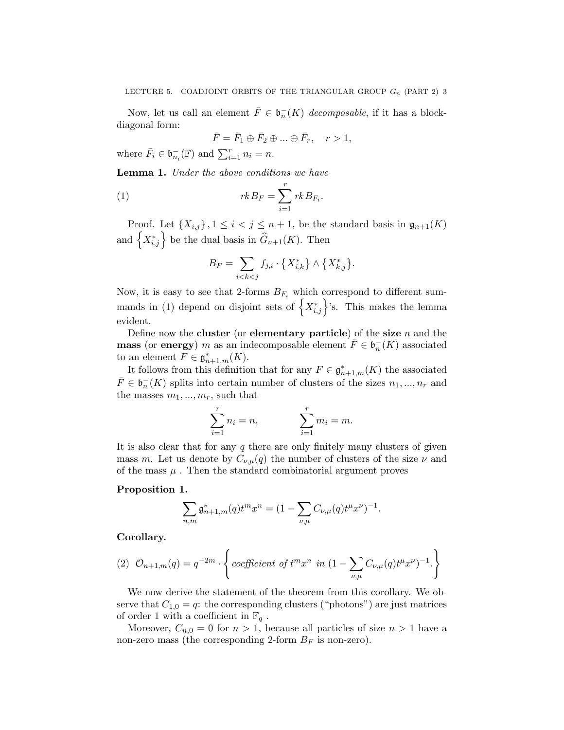Now, let us call an element $\bar{F} \in \mathfrak{b}_n^-(K)$ *decomposable*, if it has a block-diagonal form:

$$\bar{F} = \bar{F}_1 \oplus \bar{F}_2 \oplus ... \oplus \bar{F}_r, \quad r > 1,$$

where $\bar{F}_i \in \mathfrak{b}_{n_i}^-(\mathbb{F})$ and $\sum_{i=1}^r n_i = n$.

**Lemma 1.** *Under the above conditions we have*

$$rk\, B_F = \sum_{i=1}^{r} rk\, B_{F_i}. \tag{1}$$

Proof. Let $\{X_{i,j}\}$, $1 \leq i < j \leq n+1$, be the standard basis in $\mathfrak{g}_{n+1}(K)$ and $\left\{X_{i,j}^*\right\}$ be the dual basis in $\widehat{G}_{n+1}(K)$. Then

$$B_F = \sum_{i<k<j} f_{j,i} \cdot \left\{X_{i,k}^*\right\} \wedge \left\{X_{k,j}^*\right\}.$$

Now, it is easy to see that 2-forms $B_{F_i}$ which correspond to different summands in (1) depend on disjoint sets of $\left\{X_{i,j}^*\right\}$'s. This makes the lemma evident.

Define now the **cluster** (or **elementary particle**) of the **size** $n$ and the **mass** (or **energy**) $m$ as an indecomposable element $\bar{F} \in \mathfrak{b}_n^-(K)$ associated to an element $F \in \mathfrak{g}_{n+1,m}^*(K)$.

It follows from this definition that for any $F \in \mathfrak{g}_{n+1,m}^*(K)$ the associated $\bar{F} \in \mathfrak{b}_n^-(K)$ splits into certain number of clusters of the sizes $n_1, ..., n_r$ and the masses $m_1, ..., m_r$, such that

$$\sum_{i=1}^{r} n_i = n, \qquad \sum_{i=1}^{r} m_i = m.$$

It is also clear that for any $q$ there are only finitely many clusters of given mass $m$. Let us denote by $C_{\nu,\mu}(q)$ the number of clusters of the size $\nu$ and of the mass $\mu$. Then the standard combinatorial argument proves

**Proposition 1.**

$$\sum_{n,m} \mathfrak{g}_{n+1,m}^*(q) t^m x^n = (1 - \sum_{\nu,\mu} C_{\nu,\mu}(q) t^\mu x^\nu)^{-1}.$$

**Corollary.**

$$\mathcal{O}_{n+1,m}(q) = q^{-2m} \cdot \left\{ \textit{coefficient of } t^m x^n \textit{ in } (1 - \sum_{\nu,\mu} C_{\nu,\mu}(q) t^\mu x^\nu)^{-1}. \right\} \tag{2}$$

We now derive the statement of the theorem from this corollary. We observe that $C_{1,0} = q$: the corresponding clusters ("photons") are just matrices of order 1 with a coefficient in $\mathbb{F}_q$ .

Moreover, $C_{n,0} = 0$ for $n > 1$, because all particles of size $n > 1$ have a non-zero mass (the corresponding 2-form $B_F$ is non-zero).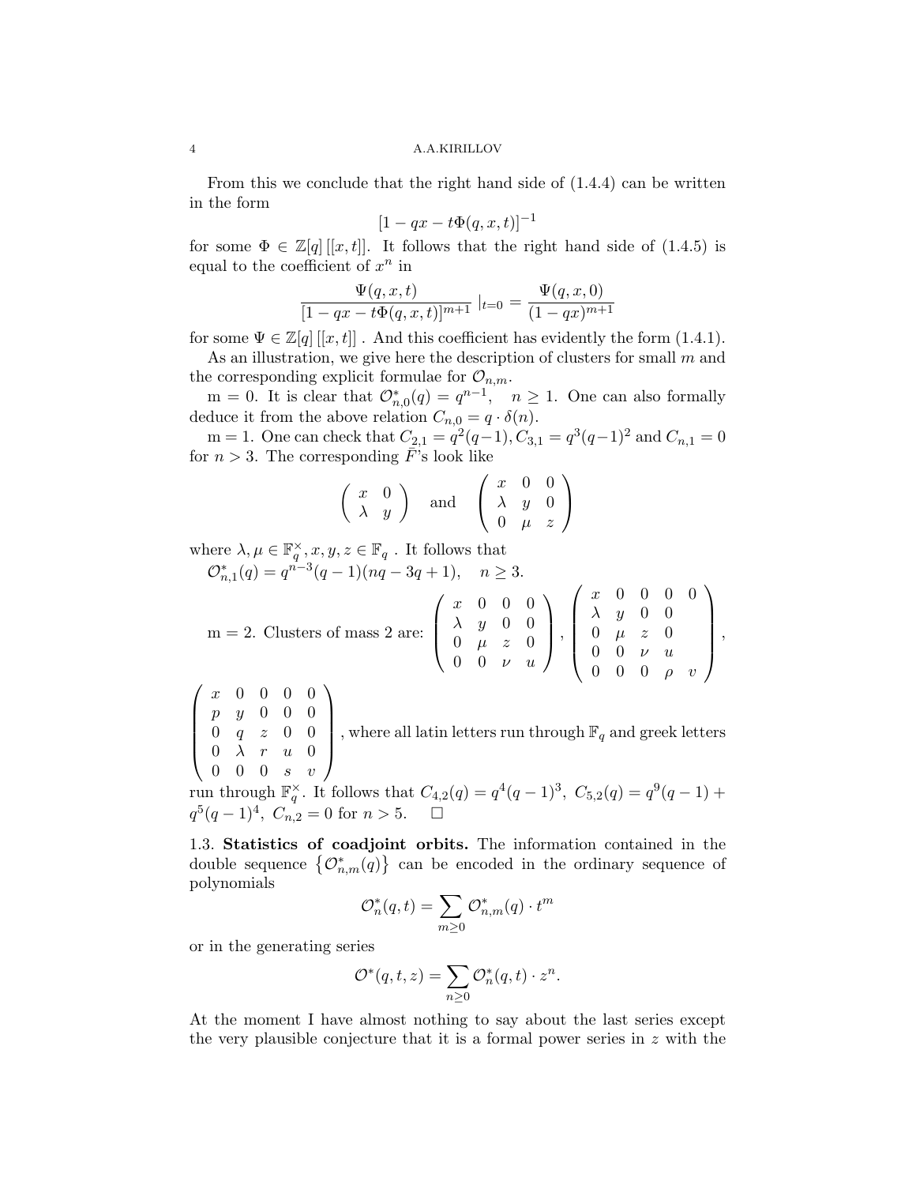From this we conclude that the right hand side of (1.4.4) can be written in the form

$$[1 - qx - t\Phi(q, x, t)]^{-1}$$

for some $\Phi \in \mathbb{Z}[q]\,[[x, t]]$. It follows that the right hand side of (1.4.5) is equal to the coefficient of $x^n$ in

$$\frac{\Psi(q, x, t)}{[1 - qx - t\Phi(q, x, t)]^{m+1}} \;|_{t=0} = \frac{\Psi(q, x, 0)}{(1 - qx)^{m+1}}$$

for some $\Psi \in \mathbb{Z}[q]\,[[x, t]]$ . And this coefficient has evidently the form (1.4.1).

As an illustration, we give here the description of clusters for small $m$ and the corresponding explicit formulae for $\mathcal{O}_{n,m}$.

m = 0. It is clear that $\mathcal{O}^*_{n,0}(q) = q^{n-1}, \quad n \geq 1$. One can also formally deduce it from the above relation $C_{n,0} = q \cdot \delta(n)$.

m = 1. One can check that $C_{2,1} = q^2(q-1), C_{3,1} = q^3(q-1)^2$ and $C_{n,1} = 0$ for $n > 3$. The corresponding $F$'s look like

$$\begin{pmatrix} x & 0 \\ \lambda & y \end{pmatrix} \quad \text{and} \quad \begin{pmatrix} x & 0 & 0 \\ \lambda & y & 0 \\ 0 & \mu & z \end{pmatrix}$$

where $\lambda, \mu \in \mathbb{F}_q^\times, x, y, z \in \mathbb{F}_q$ . It follows that

$\mathcal{O}^*_{n,1}(q) = q^{n-3}(q-1)(nq - 3q + 1), \quad n \geq 3.$

m = 2. Clusters of mass 2 are: $\begin{pmatrix} x & 0 & 0 & 0 \\ \lambda & y & 0 & 0 \\ 0 & \mu & z & 0 \\ 0 & 0 & \nu & u \end{pmatrix}$, $\begin{pmatrix} x & 0 & 0 & 0 & 0 \\ \lambda & y & 0 & 0 & \\ 0 & \mu & z & 0 & \\ 0 & 0 & \nu & u & \\ 0 & 0 & 0 & \rho & v \end{pmatrix}$,

$\begin{pmatrix} x & 0 & 0 & 0 & 0 \\ p & y & 0 & 0 & 0 \\ 0 & q & z & 0 & 0 \\ 0 & \lambda & r & u & 0 \\ 0 & 0 & 0 & s & v \end{pmatrix}$, where all latin letters run through $\mathbb{F}_q$ and greek letters run through $\mathbb{F}_q^\times$. It follows that $C_{4,2}(q) = q^4(q-1)^3,\ C_{5,2}(q) = q^9(q-1) + q^5(q-1)^4,\ C_{n,2} = 0$ for $n > 5$. $\square$

## 1.3. Statistics of coadjoint orbits.

The information contained in the double sequence $\{\mathcal{O}^*_{n,m}(q)\}$ can be encoded in the ordinary sequence of polynomials

$$\mathcal{O}^*_n(q, t) = \sum_{m \geq 0} \mathcal{O}^*_{n,m}(q) \cdot t^m$$

or in the generating series

$$\mathcal{O}^*(q, t, z) = \sum_{n \geq 0} \mathcal{O}^*_n(q, t) \cdot z^n.$$

At the moment I have almost nothing to say about the last series except the very plausible conjecture that it is a formal power series in $z$ with the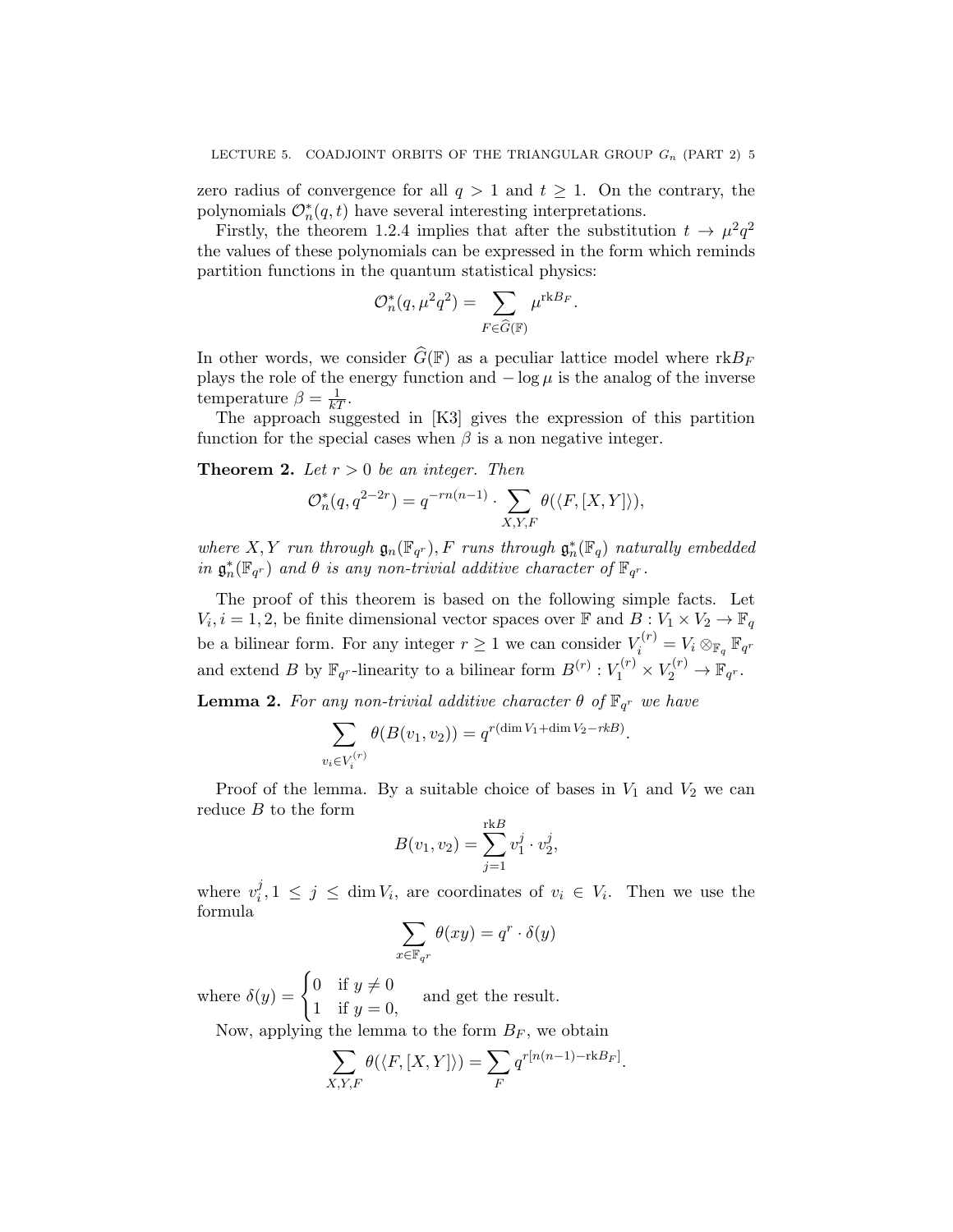zero radius of convergence for all $q > 1$ and $t \geq 1$. On the contrary, the polynomials $\mathcal{O}_n^*(q,t)$ have several interesting interpretations.

Firstly, the theorem 1.2.4 implies that after the substitution $t \to \mu^2 q^2$ the values of these polynomials can be expressed in the form which reminds partition functions in the quantum statistical physics:

$$\mathcal{O}_n^*(q, \mu^2 q^2) = \sum_{F \in \widehat{G}(\mathbb{F})} \mu^{\mathrm{rk} B_F}.$$

In other words, we consider $\widehat{G}(\mathbb{F})$ as a peculiar lattice model where $\mathrm{rk} B_F$ plays the role of the energy function and $-\log \mu$ is the analog of the inverse temperature $\beta = \frac{1}{kT}$.

The approach suggested in [K3] gives the expression of this partition function for the special cases when $\beta$ is a non negative integer.

**Theorem 2.** *Let $r > 0$ be an integer. Then*

$$\mathcal{O}_n^*(q, q^{2-2r}) = q^{-rn(n-1)} \cdot \sum_{X,Y,F} \theta(\langle F, [X,Y] \rangle),$$

*where $X, Y$ run through $\mathfrak{g}_n(\mathbb{F}_{q^r})$, $F$ runs through $\mathfrak{g}_n^*(\mathbb{F}_q)$ naturally embedded in $\mathfrak{g}_n^*(\mathbb{F}_{q^r})$ and $\theta$ is any non-trivial additive character of $\mathbb{F}_{q^r}$.*

The proof of this theorem is based on the following simple facts. Let $V_i, i = 1, 2$, be finite dimensional vector spaces over $\mathbb{F}$ and $B : V_1 \times V_2 \to \mathbb{F}_q$ be a bilinear form. For any integer $r \geq 1$ we can consider $V_i^{(r)} = V_i \otimes_{\mathbb{F}_q} \mathbb{F}_{q^r}$ and extend $B$ by $\mathbb{F}_{q^r}$-linearity to a bilinear form $B^{(r)} : V_1^{(r)} \times V_2^{(r)} \to \mathbb{F}_{q^r}$.

**Lemma 2.** *For any non-trivial additive character $\theta$ of $\mathbb{F}_{q^r}$ we have*

$$\sum_{v_i \in V_i^{(r)}} \theta(B(v_1, v_2)) = q^{r(\dim V_1 + \dim V_2 - rkB)}.$$

Proof of the lemma. By a suitable choice of bases in $V_1$ and $V_2$ we can reduce $B$ to the form

$$B(v_1, v_2) = \sum_{j=1}^{\mathrm{rk} B} v_1^j \cdot v_2^j,$$

where $v_i^j, 1 \leq j \leq \dim V_i$, are coordinates of $v_i \in V_i$. Then we use the formula

$$\sum_{x \in \mathbb{F}_{q^r}} \theta(xy) = q^r \cdot \delta(y)$$

where $\delta(y) = \begin{cases} 0 & \text{if } y \neq 0 \\ 1 & \text{if } y = 0, \end{cases}$ and get the result.

Now, applying the lemma to the form $B_F$, we obtain

$$\sum_{X,Y,F} \theta(\langle F, [X,Y] \rangle) = \sum_F q^{r[n(n-1) - \mathrm{rk} B_F]}.$$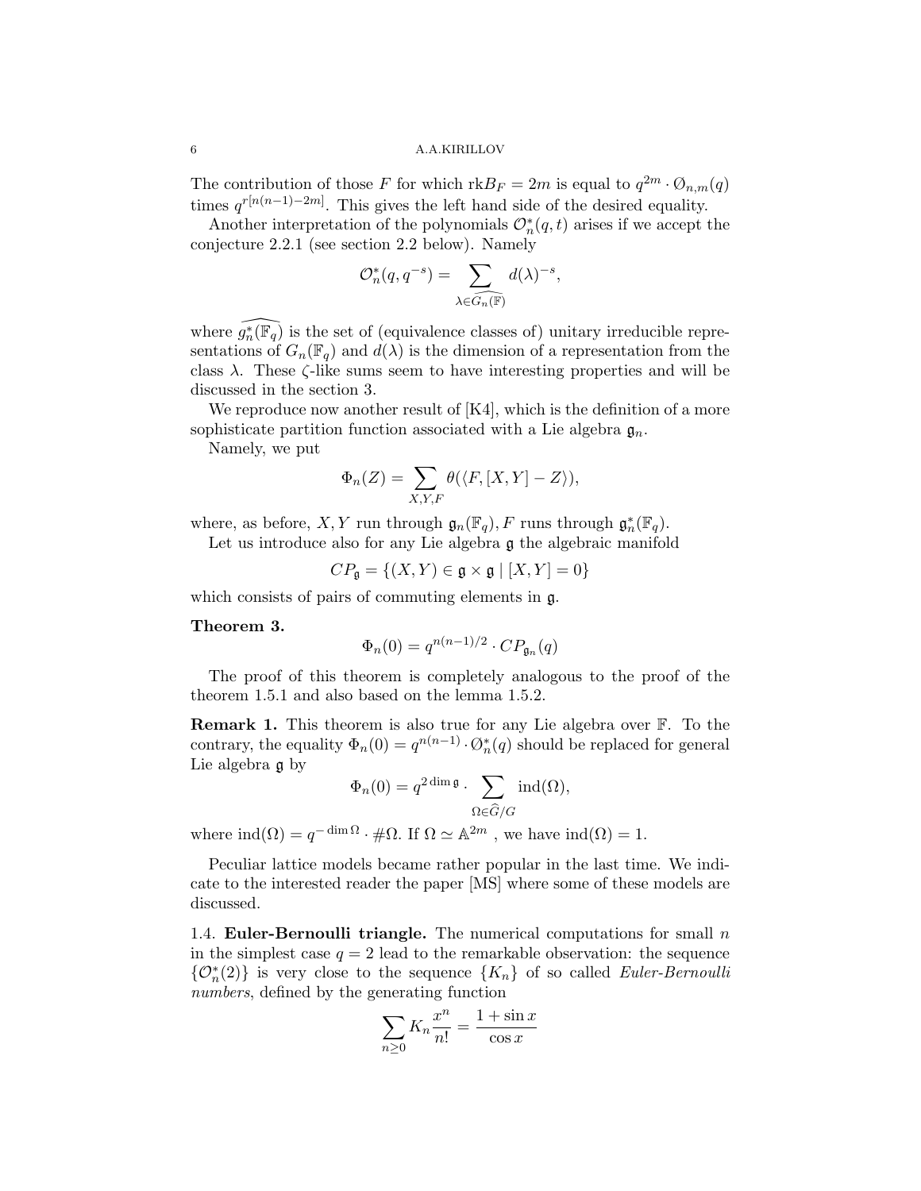The contribution of those $F$ for which $\mathrm{rk}B_F = 2m$ is equal to $q^{2m} \cdot \emptyset_{n,m}(q)$ times $q^{r[n(n-1)-2m]}$. This gives the left hand side of the desired equality.

Another interpretation of the polynomials $\mathcal{O}_n^*(q,t)$ arises if we accept the conjecture 2.2.1 (see section 2.2 below). Namely

$$\mathcal{O}_n^*(q, q^{-s}) = \sum_{\lambda \in \widehat{G_n(\mathbb{F})}} d(\lambda)^{-s},$$

where $\widehat{g_n^*(\mathbb{F}_q)}$ is the set of (equivalence classes of) unitary irreducible representations of $G_n(\mathbb{F}_q)$ and $d(\lambda)$ is the dimension of a representation from the class $\lambda$. These $\zeta$-like sums seem to have interesting properties and will be discussed in the section 3.

We reproduce now another result of [K4], which is the definition of a more sophisticate partition function associated with a Lie algebra $\mathfrak{g}_n$.

Namely, we put

$$\Phi_n(Z) = \sum_{X,Y,F} \theta(\langle F, [X,Y] - Z \rangle),$$

where, as before, $X, Y$ run through $\mathfrak{g}_n(\mathbb{F}_q), F$ runs through $\mathfrak{g}_n^*(\mathbb{F}_q)$.

Let us introduce also for any Lie algebra $\mathfrak{g}$ the algebraic manifold

$$CP_{\mathfrak{g}} = \{(X,Y) \in \mathfrak{g} \times \mathfrak{g} \mid [X,Y] = 0\}$$

which consists of pairs of commuting elements in $\mathfrak{g}$.

**Theorem 3.**

$$\Phi_n(0) = q^{n(n-1)/2} \cdot CP_{\mathfrak{g}_n}(q)$$

The proof of this theorem is completely analogous to the proof of the theorem 1.5.1 and also based on the lemma 1.5.2.

**Remark 1.** This theorem is also true for any Lie algebra over $\mathbb{F}$. To the contrary, the equality $\Phi_n(0) = q^{n(n-1)} \cdot \emptyset_n^*(q)$ should be replaced for general Lie algebra $\mathfrak{g}$ by

$$\Phi_n(0) = q^{2\dim \mathfrak{g}} \cdot \sum_{\Omega \in \widehat{G}/G} \mathrm{ind}(\Omega),$$

where $\mathrm{ind}(\Omega) = q^{-\dim \Omega} \cdot \#\Omega$. If $\Omega \simeq \mathbb{A}^{2m}$ , we have $\mathrm{ind}(\Omega) = 1$.

Peculiar lattice models became rather popular in the last time. We indicate to the interested reader the paper [MS] where some of these models are discussed.

1.4. **Euler-Bernoulli triangle.** The numerical computations for small $n$ in the simplest case $q = 2$ lead to the remarkable observation: the sequence $\{\mathcal{O}_n^*(2)\}$ is very close to the sequence $\{K_n\}$ of so called *Euler-Bernoulli numbers*, defined by the generating function

$$\sum_{n \geq 0} K_n \frac{x^n}{n!} = \frac{1 + \sin x}{\cos x}$$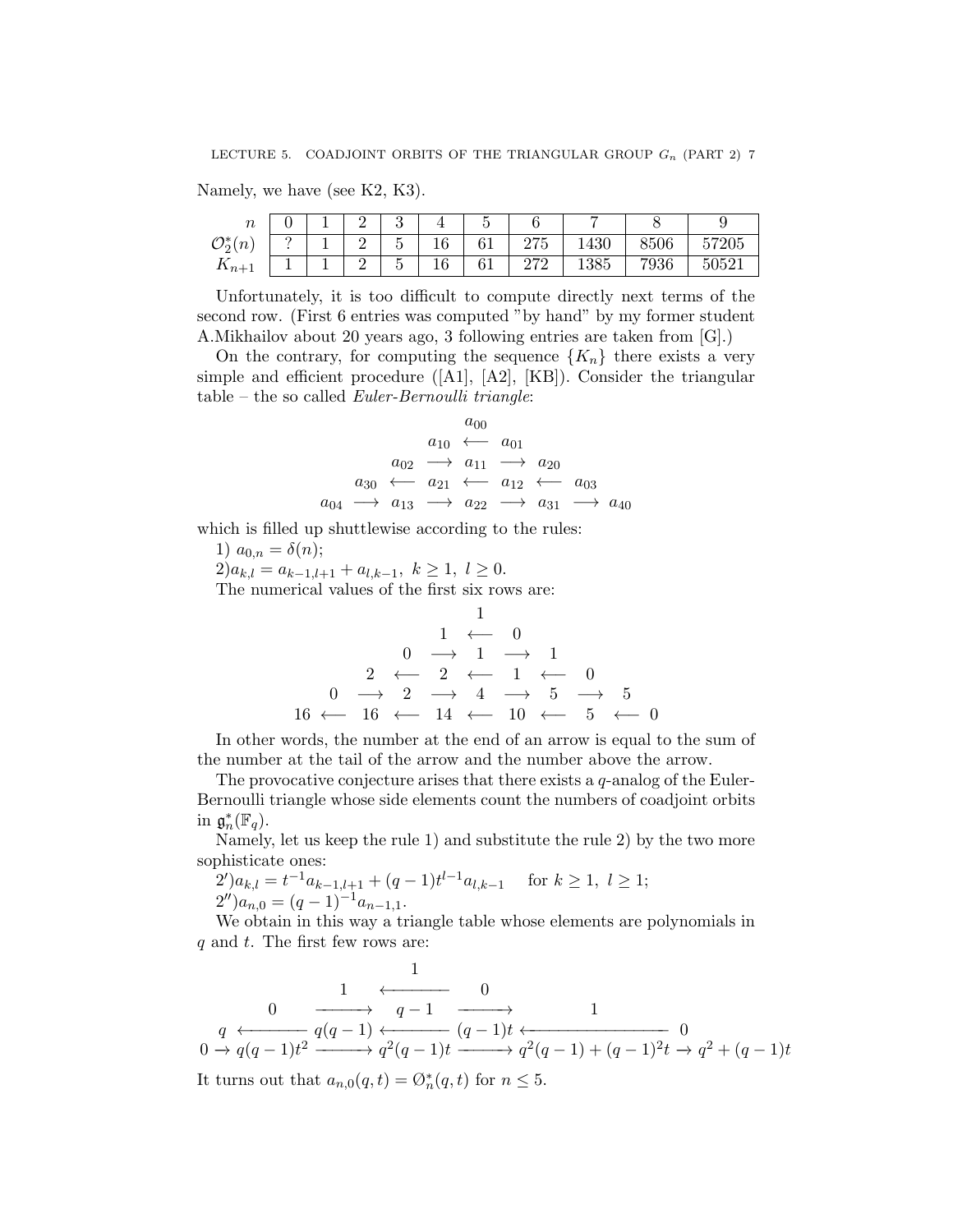Namely, we have (see K2, K3).

| $n$ | 0 | 1 | 2 | 3 | 4 | 5 | 6 | 7 | 8 | 9 |
|---|---|---|---|---|---|---|---|---|---|---|
| $\mathcal{O}_2^*(n)$ | ? | 1 | 2 | 5 | 16 | 61 | 275 | 1430 | 8506 | 57205 |
| $K_{n+1}$ | 1 | 1 | 2 | 5 | 16 | 61 | 272 | 1385 | 7936 | 50521 |

Unfortunately, it is too difficult to compute directly next terms of the second row. (First 6 entries was computed "by hand" by my former student A.Mikhailov about 20 years ago, 3 following entries are taken from [G].)

On the contrary, for computing the sequence $\{K_n\}$ there exists a very simple and efficient procedure ([A1], [A2], [KB]). Consider the triangular table – the so called *Euler-Bernoulli triangle*:

$$
\begin{array}{ccccccccc}
 & & & & a_{00} & & & & \\
 & & & a_{10} & \longleftarrow & a_{01} & & & \\
 & & a_{02} & \longrightarrow & a_{11} & \longrightarrow & a_{20} & & \\
 & a_{30} & \longleftarrow & a_{21} & \longleftarrow & a_{12} & \longleftarrow & a_{03} & \\
a_{04} & \longrightarrow & a_{13} & \longrightarrow & a_{22} & \longrightarrow & a_{31} & \longrightarrow & a_{40}
\end{array}
$$

which is filled up shuttlewise according to the rules:

1) $a_{0,n} = \delta(n)$;

2) $a_{k,l} = a_{k-1,l+1} + a_{l,k-1},\ k \geq 1,\ l \geq 0$.

The numerical values of the first six rows are:

$$
\begin{array}{ccccccccccc}
 & & & & & 1 & & & & & \\
 & & & & 1 & \longleftarrow & 0 & & & & \\
 & & & 0 & \longrightarrow & 1 & \longrightarrow & 1 & & & \\
 & & 2 & \longleftarrow & 2 & \longleftarrow & 1 & \longleftarrow & 0 & & \\
 & 0 & \longrightarrow & 2 & \longrightarrow & 4 & \longrightarrow & 5 & \longrightarrow & 5 & \\
16 & \longleftarrow & 16 & \longleftarrow & 14 & \longleftarrow & 10 & \longleftarrow & 5 & \longleftarrow & 0
\end{array}
$$

In other words, the number at the end of an arrow is equal to the sum of the number at the tail of the arrow and the number above the arrow.

The provocative conjecture arises that there exists a $q$-analog of the Euler-Bernoulli triangle whose side elements count the numbers of coadjoint orbits in $\mathfrak{g}_n^*(\mathbb{F}_q)$.

Namely, let us keep the rule 1) and substitute the rule 2) by the two more sophisticate ones:

2′) $a_{k,l} = t^{-1}a_{k-1,l+1} + (q-1)t^{l-1}a_{l,k-1}$ for $k \geq 1,\ l \geq 1$;

2′′) $a_{n,0} = (q-1)^{-1}a_{n-1,1}$.

We obtain in this way a triangle table whose elements are polynomials in $q$ and $t$. The first few rows are:

$$
\begin{array}{ccccccccc}
 & & & & 1 & & & & \\
 & & & 1 & \longleftarrow & 0 & & & \\
 & & 0 & \longrightarrow & q-1 & \longrightarrow & 1 & & \\
 & q & \longleftarrow & q(q-1) & \longleftarrow & (q-1)t & \longleftarrow & 0 & \\
0 & \rightarrow & q(q-1)t^2 & \longrightarrow & q^2(q-1)t & \longrightarrow & q^2(q-1)+(q-1)^2t & \rightarrow & q^2+(q-1)t
\end{array}
$$

It turns out that $a_{n,0}(q,t) = \mathcal{O}_n^*(q,t)$ for $n \leq 5$.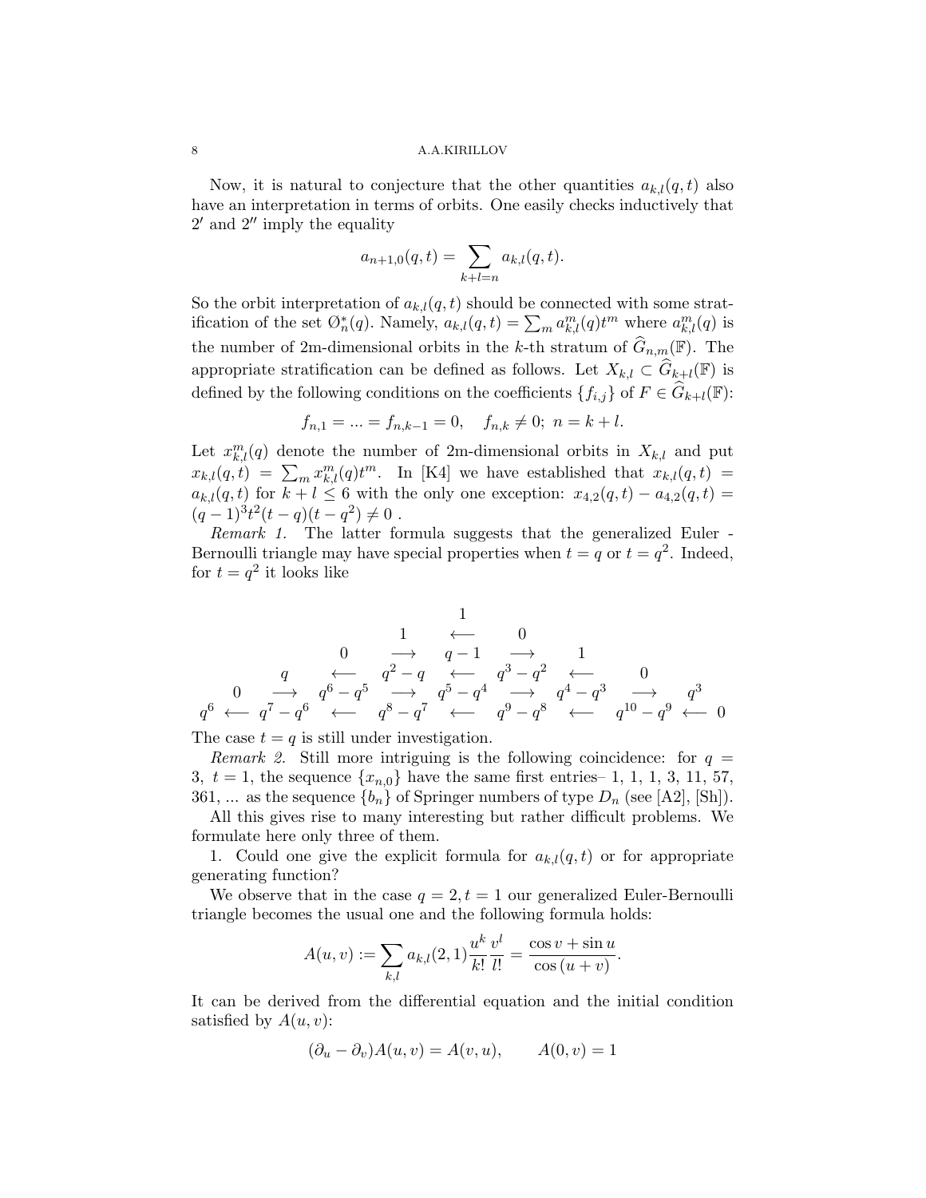Now, it is natural to conjecture that the other quantities $a_{k,l}(q,t)$ also have an interpretation in terms of orbits. One easily checks inductively that $2'$ and $2''$ imply the equality

$$a_{n+1,0}(q,t) = \sum_{k+l=n} a_{k,l}(q,t).$$

So the orbit interpretation of $a_{k,l}(q,t)$ should be connected with some stratification of the set $\O_n^*(q)$. Namely, $a_{k,l}(q,t) = \sum_m a_{k,l}^m(q)t^m$ where $a_{k,l}^m(q)$ is the number of 2m-dimensional orbits in the $k$-th stratum of $\widehat{G}_{n,m}(\mathbb{F})$. The appropriate stratification can be defined as follows. Let $X_{k,l} \subset \widehat{G}_{k+l}(\mathbb{F})$ is defined by the following conditions on the coefficients $\{f_{i,j}\}$ of $F \in \widehat{G}_{k+l}(\mathbb{F})$:

$$f_{n,1} = ... = f_{n,k-1} = 0, \quad f_{n,k} \neq 0; \; n = k+l.$$

Let $x_{k,l}^m(q)$ denote the number of 2m-dimensional orbits in $X_{k,l}$ and put $x_{k,l}(q,t) = \sum_m x_{k,l}^m(q)t^m$. In [K4] we have established that $x_{k,l}(q,t) = a_{k,l}(q,t)$ for $k+l \leq 6$ with the only one exception: $x_{4,2}(q,t) - a_{4,2}(q,t) = (q-1)^3 t^2 (t-q)(t-q^2) \neq 0$ .

*Remark 1.* The latter formula suggests that the generalized Euler - Bernoulli triangle may have special properties when $t = q$ or $t = q^2$. Indeed, for $t = q^2$ it looks like

$$\begin{array}{ccccccccccccc}
 & & & & & & 1 & & & & & & \\
 & & & & 1 & & \longleftarrow & & 0 & & & & \\
 & & 0 & & \longrightarrow & & q-1 & & \longrightarrow & & 1 & & \\
 & q & & \longleftarrow & & q^2-q & & \longleftarrow & & q^3-q^2 & & \longleftarrow & 0 \\
0 & \longrightarrow & q^6-q^5 & & \longrightarrow & q^5-q^4 & & \longrightarrow & q^4-q^3 & & \longrightarrow & & q^3 \\
\end{array}$$

$$q^6 \longleftarrow q^7-q^6 \longleftarrow q^8-q^7 \longleftarrow q^9-q^8 \longleftarrow q^{10}-q^9 \longleftarrow 0$$

The case $t = q$ is still under investigation.

*Remark 2.* Still more intriguing is the following coincidence: for $q = 3, \; t = 1$, the sequence $\{x_{n,0}\}$ have the same first entries– 1, 1, 1, 3, 11, 57, 361, ... as the sequence $\{b_n\}$ of Springer numbers of type $D_n$ (see [A2], [Sh]).

All this gives rise to many interesting but rather difficult problems. We formulate here only three of them.

1. Could one give the explicit formula for $a_{k,l}(q,t)$ or for appropriate generating function?

We observe that in the case $q = 2, t = 1$ our generalized Euler-Bernoulli triangle becomes the usual one and the following formula holds:

$$A(u,v) := \sum_{k,l} a_{k,l}(2,1) \frac{u^k}{k!} \frac{v^l}{l!} = \frac{\cos v + \sin u}{\cos(u+v)}.$$

It can be derived from the differential equation and the initial condition satisfied by $A(u,v)$:

$$(\partial_u - \partial_v) A(u,v) = A(v,u), \qquad A(0,v) = 1$$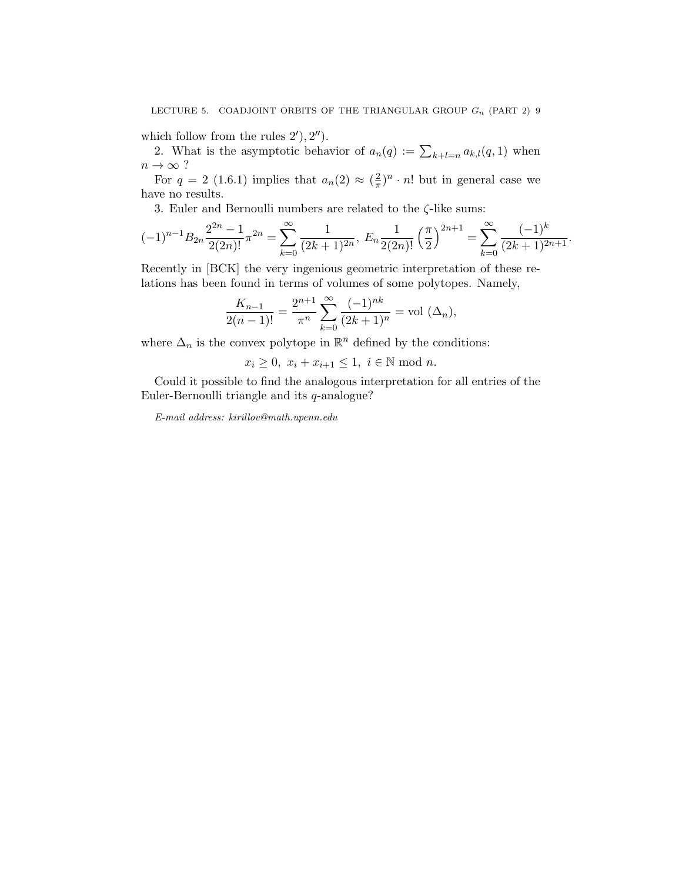which follow from the rules $2'), 2'')$.

2. What is the asymptotic behavior of $a_n(q) := \sum_{k+l=n} a_{k,l}(q,1)$ when $n \to \infty$ ?

For $q = 2$ (1.6.1) implies that $a_n(2) \approx (\frac{2}{\pi})^n \cdot n!$ but in general case we have no results.

3. Euler and Bernoulli numbers are related to the $\zeta$-like sums:

$$(-1)^{n-1} B_{2n} \frac{2^{2n}-1}{2(2n)!} \pi^{2n} = \sum_{k=0}^{\infty} \frac{1}{(2k+1)^{2n}}, \; E_n \frac{1}{2(2n)!} \Big(\frac{\pi}{2}\Big)^{2n+1} = \sum_{k=0}^{\infty} \frac{(-1)^k}{(2k+1)^{2n+1}}.$$

Recently in [BCK] the very ingenious geometric interpretation of these relations has been found in terms of volumes of some polytopes. Namely,

$$\frac{K_{n-1}}{2(n-1)!} = \frac{2^{n+1}}{\pi^n} \sum_{k=0}^{\infty} \frac{(-1)^{nk}}{(2k+1)^n} = \text{vol } (\Delta_n),$$

where $\Delta_n$ is the convex polytope in $\mathbb{R}^n$ defined by the conditions:

$$x_i \geq 0, \; x_i + x_{i+1} \leq 1, \; i \in \mathbb{N} \bmod n.$$

Could it possible to find the analogous interpretation for all entries of the Euler-Bernoulli triangle and its $q$-analogue?

*E-mail address:* *kirillov@math.upenn.edu*